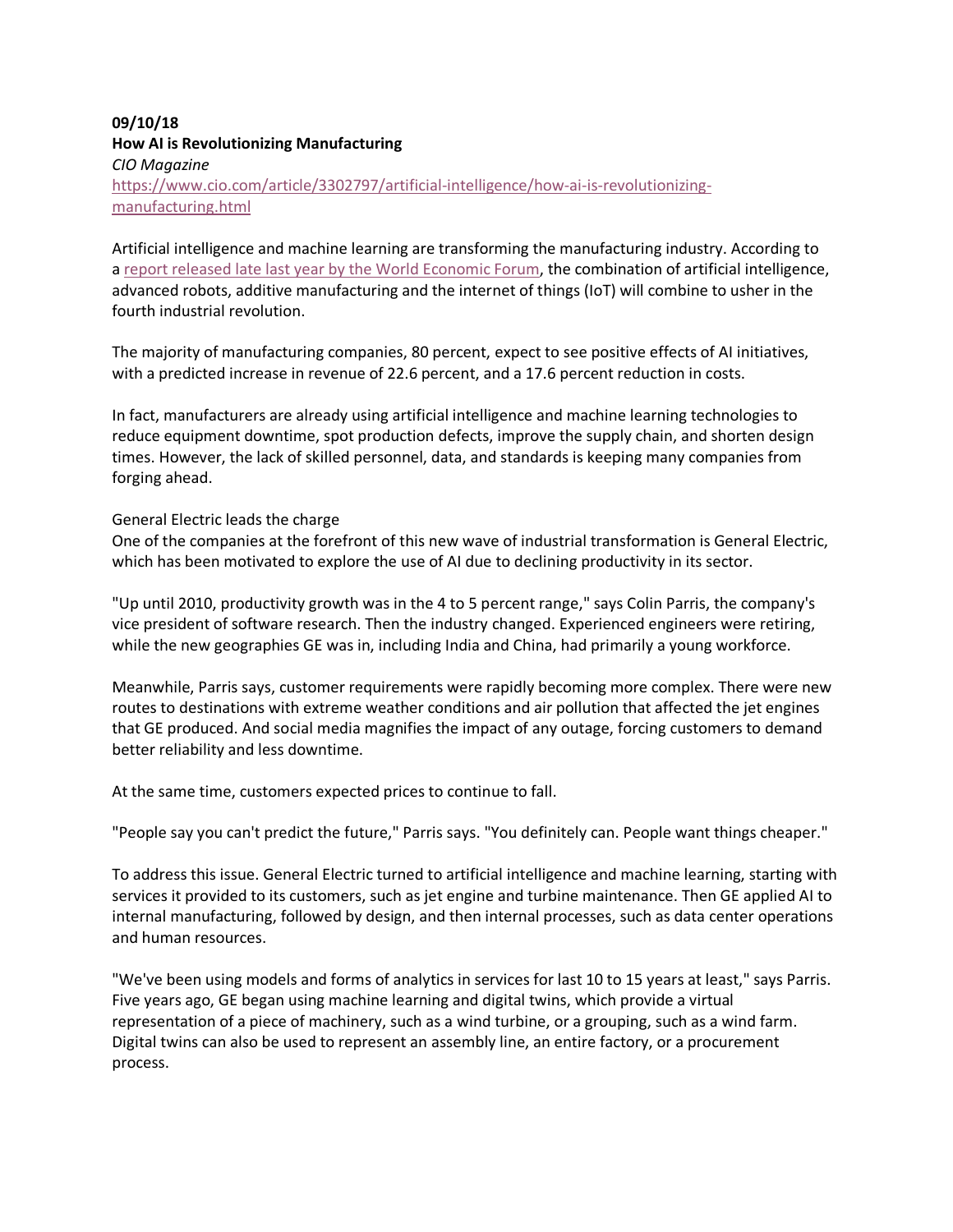**09/10/18**

**How AI is Revolutionizing Manufacturing**

*CIO Magazine*

[https://www.cio.com/article/3302797/artificial-intelligence/how-ai-is-revolutionizing-manufacturing.html](https://www.cio.com/article/3302797/artificial-intelligence/how-ai-is-revolutionizing-manufacturing.html)

Artificial intelligence and machine learning are transforming the manufacturing industry. According to a report released late last year by the World Economic Forum, the combination of artificial intelligence, advanced robots, additive manufacturing and the internet of things (IoT) will combine to usher in the fourth industrial revolution.

The majority of manufacturing companies, 80 percent, expect to see positive effects of AI initiatives, with a predicted increase in revenue of 22.6 percent, and a 17.6 percent reduction in costs.

In fact, manufacturers are already using artificial intelligence and machine learning technologies to reduce equipment downtime, spot production defects, improve the supply chain, and shorten design times. However, the lack of skilled personnel, data, and standards is keeping many companies from forging ahead.

General Electric leads the charge

One of the companies at the forefront of this new wave of industrial transformation is General Electric, which has been motivated to explore the use of AI due to declining productivity in its sector.

"Up until 2010, productivity growth was in the 4 to 5 percent range," says Colin Parris, the company's vice president of software research. Then the industry changed. Experienced engineers were retiring, while the new geographies GE was in, including India and China, had primarily a young workforce.

Meanwhile, Parris says, customer requirements were rapidly becoming more complex. There were new routes to destinations with extreme weather conditions and air pollution that affected the jet engines that GE produced. And social media magnifies the impact of any outage, forcing customers to demand better reliability and less downtime.

At the same time, customers expected prices to continue to fall.

"People say you can't predict the future," Parris says. "You definitely can. People want things cheaper."

To address this issue. General Electric turned to artificial intelligence and machine learning, starting with services it provided to its customers, such as jet engine and turbine maintenance. Then GE applied AI to internal manufacturing, followed by design, and then internal processes, such as data center operations and human resources.

"We've been using models and forms of analytics in services for last 10 to 15 years at least," says Parris. Five years ago, GE began using machine learning and digital twins, which provide a virtual representation of a piece of machinery, such as a wind turbine, or a grouping, such as a wind farm. Digital twins can also be used to represent an assembly line, an entire factory, or a procurement process.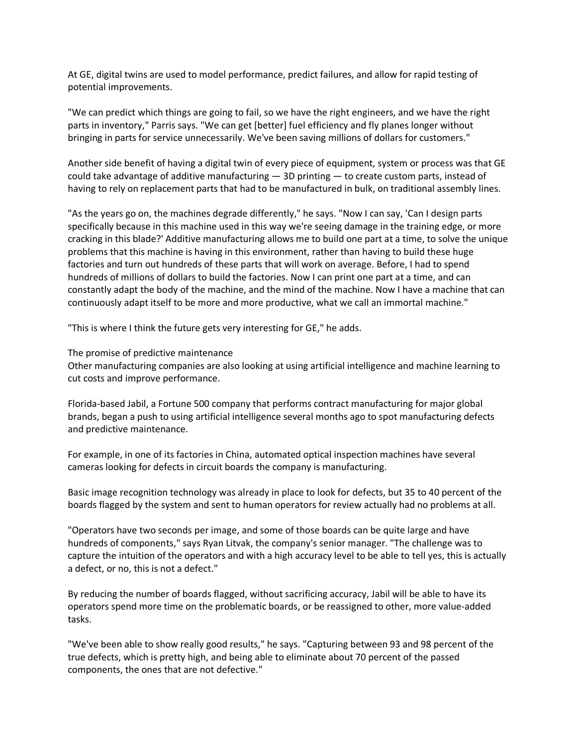At GE, digital twins are used to model performance, predict failures, and allow for rapid testing of potential improvements.

"We can predict which things are going to fail, so we have the right engineers, and we have the right parts in inventory," Parris says. "We can get [better] fuel efficiency and fly planes longer without bringing in parts for service unnecessarily. We've been saving millions of dollars for customers."

Another side benefit of having a digital twin of every piece of equipment, system or process was that GE could take advantage of additive manufacturing — 3D printing — to create custom parts, instead of having to rely on replacement parts that had to be manufactured in bulk, on traditional assembly lines.

"As the years go on, the machines degrade differently," he says. "Now I can say, 'Can I design parts specifically because in this machine used in this way we're seeing damage in the training edge, or more cracking in this blade?' Additive manufacturing allows me to build one part at a time, to solve the unique problems that this machine is having in this environment, rather than having to build these huge factories and turn out hundreds of these parts that will work on average. Before, I had to spend hundreds of millions of dollars to build the factories. Now I can print one part at a time, and can constantly adapt the body of the machine, and the mind of the machine. Now I have a machine that can continuously adapt itself to be more and more productive, what we call an immortal machine."

"This is where I think the future gets very interesting for GE," he adds.

## The promise of predictive maintenance

Other manufacturing companies are also looking at using artificial intelligence and machine learning to cut costs and improve performance.

Florida-based Jabil, a Fortune 500 company that performs contract manufacturing for major global brands, began a push to using artificial intelligence several months ago to spot manufacturing defects and predictive maintenance.

For example, in one of its factories in China, automated optical inspection machines have several cameras looking for defects in circuit boards the company is manufacturing.

Basic image recognition technology was already in place to look for defects, but 35 to 40 percent of the boards flagged by the system and sent to human operators for review actually had no problems at all.

"Operators have two seconds per image, and some of those boards can be quite large and have hundreds of components," says Ryan Litvak, the company's senior manager. "The challenge was to capture the intuition of the operators and with a high accuracy level to be able to tell yes, this is actually a defect, or no, this is not a defect."

By reducing the number of boards flagged, without sacrificing accuracy, Jabil will be able to have its operators spend more time on the problematic boards, or be reassigned to other, more value-added tasks.

"We've been able to show really good results," he says. "Capturing between 93 and 98 percent of the true defects, which is pretty high, and being able to eliminate about 70 percent of the passed components, the ones that are not defective."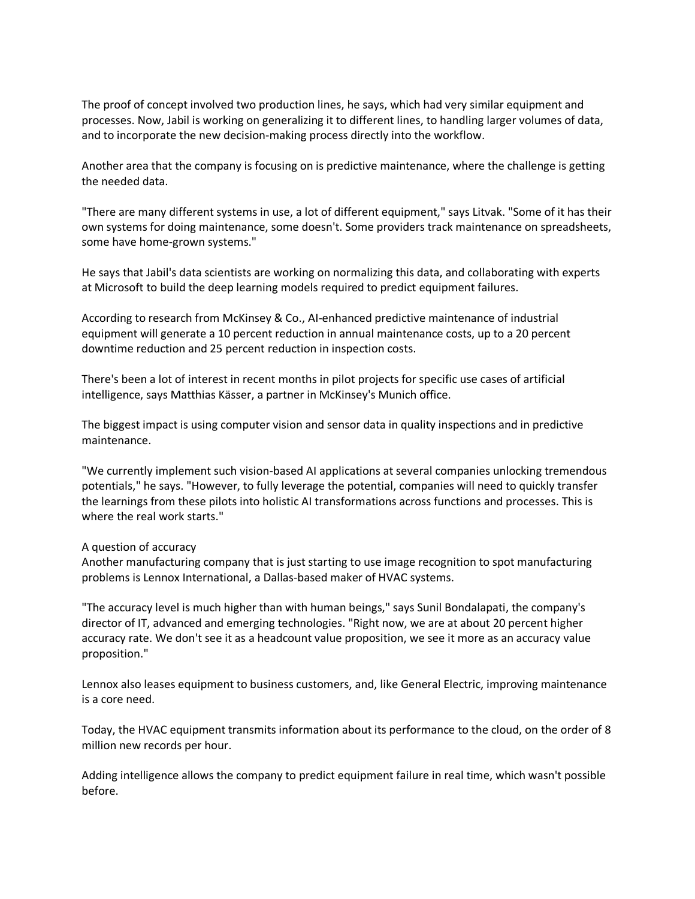The proof of concept involved two production lines, he says, which had very similar equipment and processes. Now, Jabil is working on generalizing it to different lines, to handling larger volumes of data, and to incorporate the new decision-making process directly into the workflow.

Another area that the company is focusing on is predictive maintenance, where the challenge is getting the needed data.

"There are many different systems in use, a lot of different equipment," says Litvak. "Some of it has their own systems for doing maintenance, some doesn't. Some providers track maintenance on spreadsheets, some have home-grown systems."

He says that Jabil's data scientists are working on normalizing this data, and collaborating with experts at Microsoft to build the deep learning models required to predict equipment failures.

According to research from McKinsey & Co., AI-enhanced predictive maintenance of industrial equipment will generate a 10 percent reduction in annual maintenance costs, up to a 20 percent downtime reduction and 25 percent reduction in inspection costs.

There's been a lot of interest in recent months in pilot projects for specific use cases of artificial intelligence, says Matthias Kässer, a partner in McKinsey's Munich office.

The biggest impact is using computer vision and sensor data in quality inspections and in predictive maintenance.

"We currently implement such vision-based AI applications at several companies unlocking tremendous potentials," he says. "However, to fully leverage the potential, companies will need to quickly transfer the learnings from these pilots into holistic AI transformations across functions and processes. This is where the real work starts."

## A question of accuracy

Another manufacturing company that is just starting to use image recognition to spot manufacturing problems is Lennox International, a Dallas-based maker of HVAC systems.

"The accuracy level is much higher than with human beings," says Sunil Bondalapati, the company's director of IT, advanced and emerging technologies. "Right now, we are at about 20 percent higher accuracy rate. We don't see it as a headcount value proposition, we see it more as an accuracy value proposition."

Lennox also leases equipment to business customers, and, like General Electric, improving maintenance is a core need.

Today, the HVAC equipment transmits information about its performance to the cloud, on the order of 8 million new records per hour.

Adding intelligence allows the company to predict equipment failure in real time, which wasn't possible before.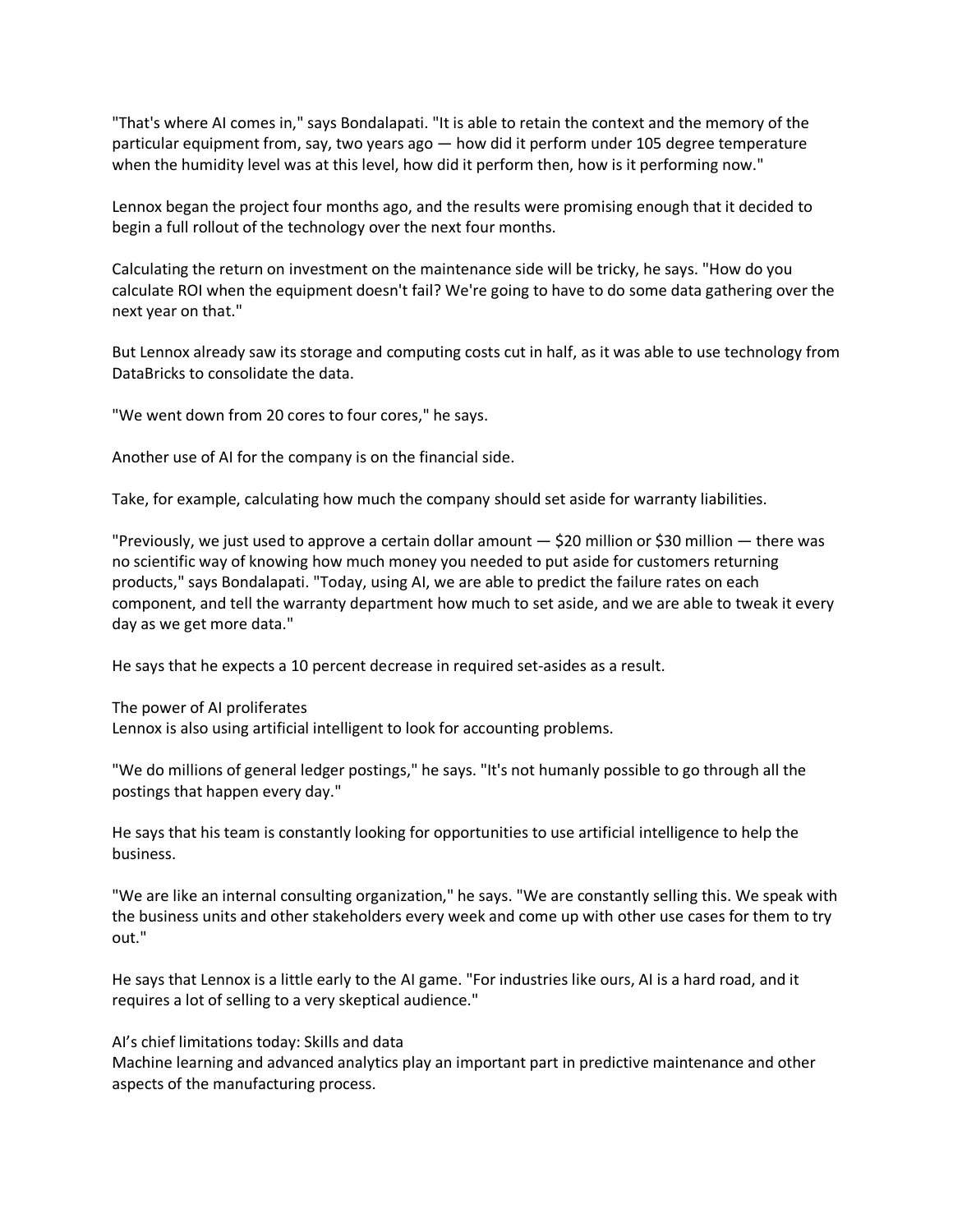"That's where AI comes in," says Bondalapati. "It is able to retain the context and the memory of the particular equipment from, say, two years ago — how did it perform under 105 degree temperature when the humidity level was at this level, how did it perform then, how is it performing now."

Lennox began the project four months ago, and the results were promising enough that it decided to begin a full rollout of the technology over the next four months.

Calculating the return on investment on the maintenance side will be tricky, he says. "How do you calculate ROI when the equipment doesn't fail? We're going to have to do some data gathering over the next year on that."

But Lennox already saw its storage and computing costs cut in half, as it was able to use technology from DataBricks to consolidate the data.

"We went down from 20 cores to four cores," he says.

Another use of AI for the company is on the financial side.

Take, for example, calculating how much the company should set aside for warranty liabilities.

"Previously, we just used to approve a certain dollar amount — $20 million or $30 million — there was no scientific way of knowing how much money you needed to put aside for customers returning products," says Bondalapati. "Today, using AI, we are able to predict the failure rates on each component, and tell the warranty department how much to set aside, and we are able to tweak it every day as we get more data."

He says that he expects a 10 percent decrease in required set-asides as a result.

## The power of AI proliferates

Lennox is also using artificial intelligent to look for accounting problems.

"We do millions of general ledger postings," he says. "It's not humanly possible to go through all the postings that happen every day."

He says that his team is constantly looking for opportunities to use artificial intelligence to help the business.

"We are like an internal consulting organization," he says. "We are constantly selling this. We speak with the business units and other stakeholders every week and come up with other use cases for them to try out."

He says that Lennox is a little early to the AI game. "For industries like ours, AI is a hard road, and it requires a lot of selling to a very skeptical audience."

## AI's chief limitations today: Skills and data

Machine learning and advanced analytics play an important part in predictive maintenance and other aspects of the manufacturing process.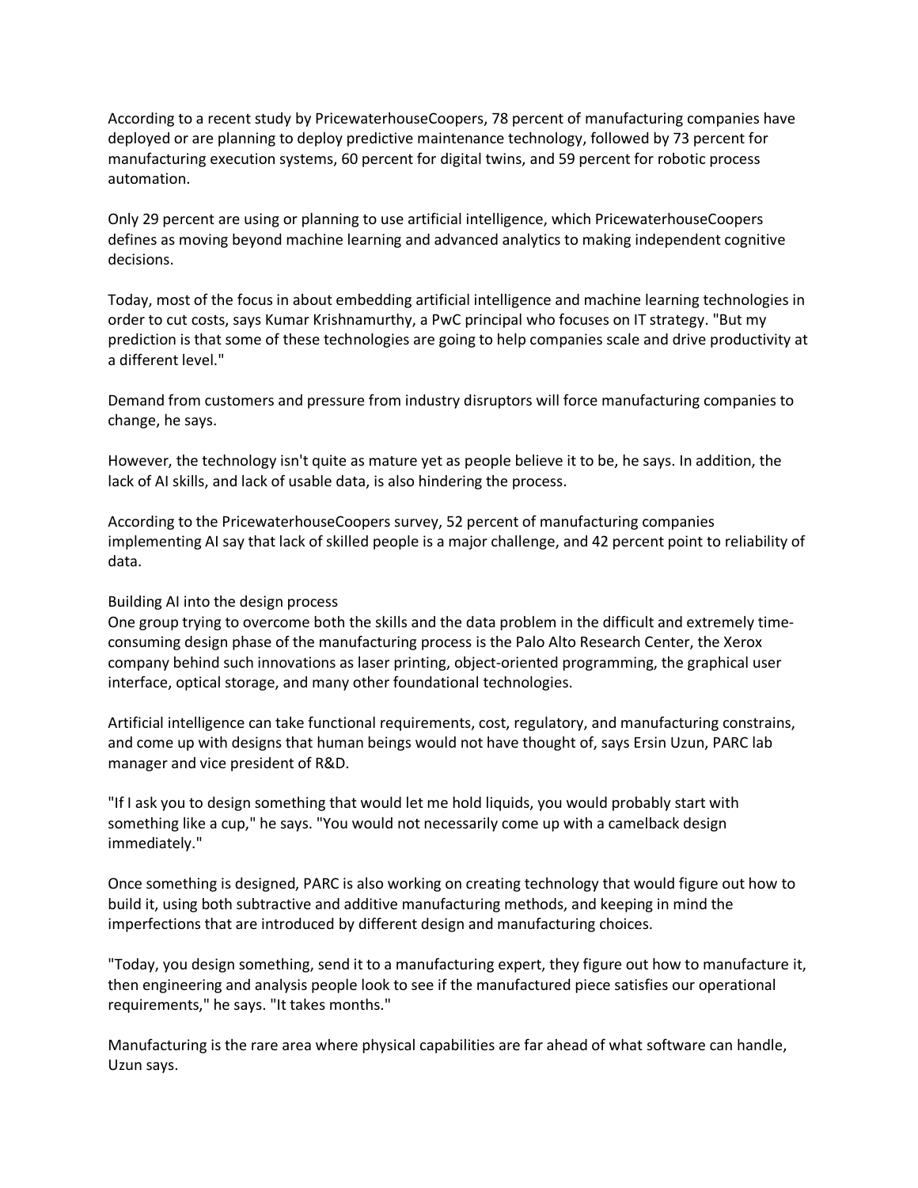According to a recent study by PricewaterhouseCoopers, 78 percent of manufacturing companies have deployed or are planning to deploy predictive maintenance technology, followed by 73 percent for manufacturing execution systems, 60 percent for digital twins, and 59 percent for robotic process automation.

Only 29 percent are using or planning to use artificial intelligence, which PricewaterhouseCoopers defines as moving beyond machine learning and advanced analytics to making independent cognitive decisions.

Today, most of the focus in about embedding artificial intelligence and machine learning technologies in order to cut costs, says Kumar Krishnamurthy, a PwC principal who focuses on IT strategy. "But my prediction is that some of these technologies are going to help companies scale and drive productivity at a different level."

Demand from customers and pressure from industry disruptors will force manufacturing companies to change, he says.

However, the technology isn't quite as mature yet as people believe it to be, he says. In addition, the lack of AI skills, and lack of usable data, is also hindering the process.

According to the PricewaterhouseCoopers survey, 52 percent of manufacturing companies implementing AI say that lack of skilled people is a major challenge, and 42 percent point to reliability of data.

## Building AI into the design process

One group trying to overcome both the skills and the data problem in the difficult and extremely time-consuming design phase of the manufacturing process is the Palo Alto Research Center, the Xerox company behind such innovations as laser printing, object-oriented programming, the graphical user interface, optical storage, and many other foundational technologies.

Artificial intelligence can take functional requirements, cost, regulatory, and manufacturing constrains, and come up with designs that human beings would not have thought of, says Ersin Uzun, PARC lab manager and vice president of R&D.

"If I ask you to design something that would let me hold liquids, you would probably start with something like a cup," he says. "You would not necessarily come up with a camelback design immediately."

Once something is designed, PARC is also working on creating technology that would figure out how to build it, using both subtractive and additive manufacturing methods, and keeping in mind the imperfections that are introduced by different design and manufacturing choices.

"Today, you design something, send it to a manufacturing expert, they figure out how to manufacture it, then engineering and analysis people look to see if the manufactured piece satisfies our operational requirements," he says. "It takes months."

Manufacturing is the rare area where physical capabilities are far ahead of what software can handle, Uzun says.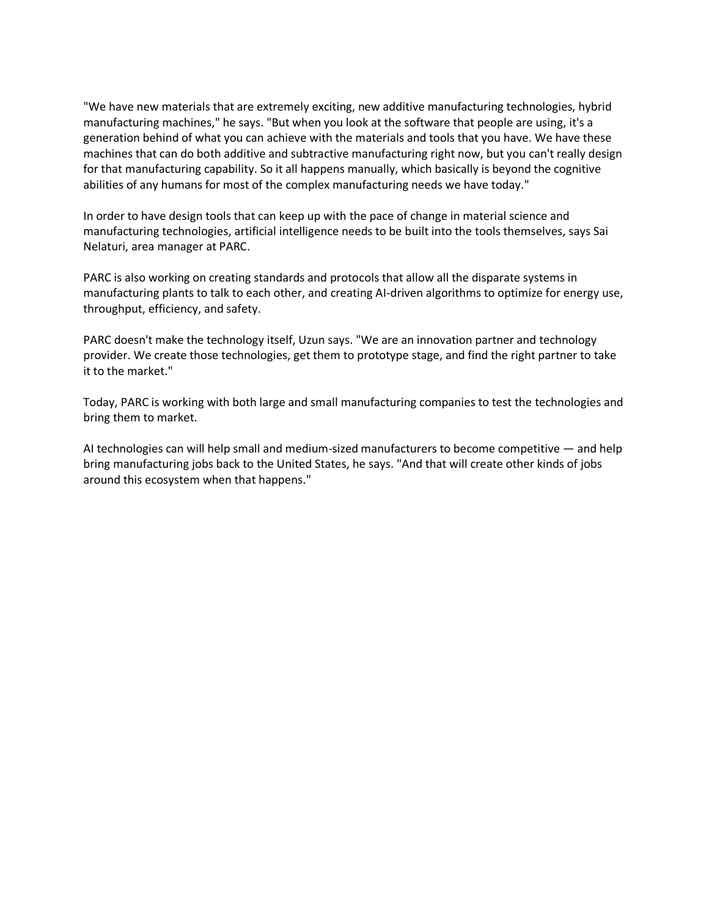"We have new materials that are extremely exciting, new additive manufacturing technologies, hybrid manufacturing machines," he says. "But when you look at the software that people are using, it's a generation behind of what you can achieve with the materials and tools that you have. We have these machines that can do both additive and subtractive manufacturing right now, but you can't really design for that manufacturing capability. So it all happens manually, which basically is beyond the cognitive abilities of any humans for most of the complex manufacturing needs we have today."

In order to have design tools that can keep up with the pace of change in material science and manufacturing technologies, artificial intelligence needs to be built into the tools themselves, says Sai Nelaturi, area manager at PARC.

PARC is also working on creating standards and protocols that allow all the disparate systems in manufacturing plants to talk to each other, and creating AI-driven algorithms to optimize for energy use, throughput, efficiency, and safety.

PARC doesn't make the technology itself, Uzun says. "We are an innovation partner and technology provider. We create those technologies, get them to prototype stage, and find the right partner to take it to the market."

Today, PARC is working with both large and small manufacturing companies to test the technologies and bring them to market.

AI technologies can will help small and medium-sized manufacturers to become competitive — and help bring manufacturing jobs back to the United States, he says. "And that will create other kinds of jobs around this ecosystem when that happens."